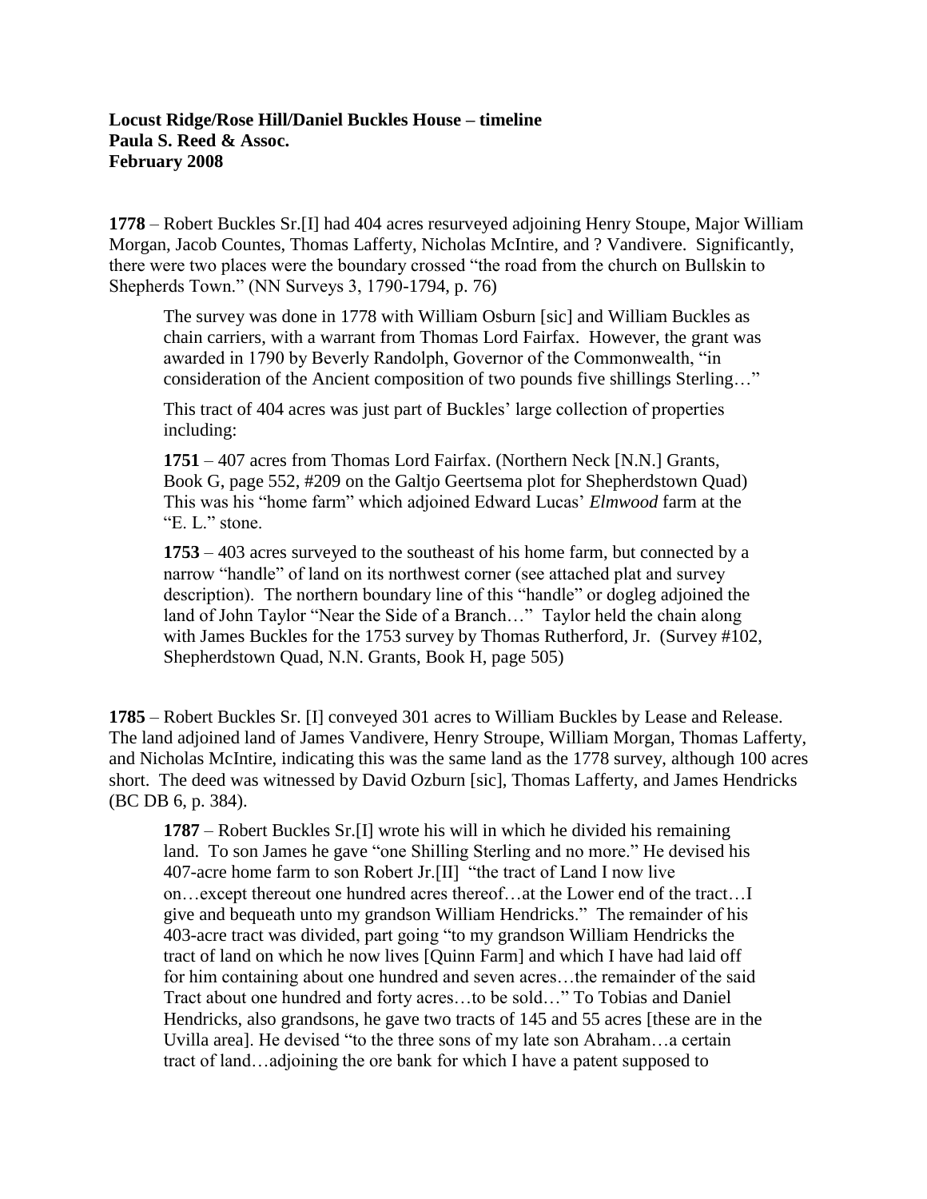**Locust Ridge/Rose Hill/Daniel Buckles House – timeline**
**Paula S. Reed & Assoc.**
**February 2008**

**1778** – Robert Buckles Sr.[I] had 404 acres resurveyed adjoining Henry Stoupe, Major William Morgan, Jacob Countes, Thomas Lafferty, Nicholas McIntire, and ? Vandivere. Significantly, there were two places were the boundary crossed "the road from the church on Bullskin to Shepherds Town." (NN Surveys 3, 1790-1794, p. 76)

> The survey was done in 1778 with William Osburn [sic] and William Buckles as chain carriers, with a warrant from Thomas Lord Fairfax. However, the grant was awarded in 1790 by Beverly Randolph, Governor of the Commonwealth, "in consideration of the Ancient composition of two pounds five shillings Sterling…"
>
> This tract of 404 acres was just part of Buckles' large collection of properties including:
>
> **1751** – 407 acres from Thomas Lord Fairfax. (Northern Neck [N.N.] Grants, Book G, page 552, #209 on the Galtjo Geertsema plot for Shepherdstown Quad) This was his "home farm" which adjoined Edward Lucas' *Elmwood* farm at the "E. L." stone.
>
> **1753** – 403 acres surveyed to the southeast of his home farm, but connected by a narrow "handle" of land on its northwest corner (see attached plat and survey description). The northern boundary line of this "handle" or dogleg adjoined the land of John Taylor "Near the Side of a Branch…" Taylor held the chain along with James Buckles for the 1753 survey by Thomas Rutherford, Jr. (Survey #102, Shepherdstown Quad, N.N. Grants, Book H, page 505)

**1785** – Robert Buckles Sr. [I] conveyed 301 acres to William Buckles by Lease and Release. The land adjoined land of James Vandivere, Henry Stroupe, William Morgan, Thomas Lafferty, and Nicholas McIntire, indicating this was the same land as the 1778 survey, although 100 acres short. The deed was witnessed by David Ozburn [sic], Thomas Lafferty, and James Hendricks (BC DB 6, p. 384).

> **1787** – Robert Buckles Sr.[I] wrote his will in which he divided his remaining land. To son James he gave "one Shilling Sterling and no more." He devised his 407-acre home farm to son Robert Jr.[II] "the tract of Land I now live on…except thereout one hundred acres thereof…at the Lower end of the tract…I give and bequeath unto my grandson William Hendricks." The remainder of his 403-acre tract was divided, part going "to my grandson William Hendricks the tract of land on which he now lives [Quinn Farm] and which I have had laid off for him containing about one hundred and seven acres…the remainder of the said Tract about one hundred and forty acres…to be sold…" To Tobias and Daniel Hendricks, also grandsons, he gave two tracts of 145 and 55 acres [these are in the Uvilla area]. He devised "to the three sons of my late son Abraham…a certain tract of land…adjoining the ore bank for which I have a patent supposed to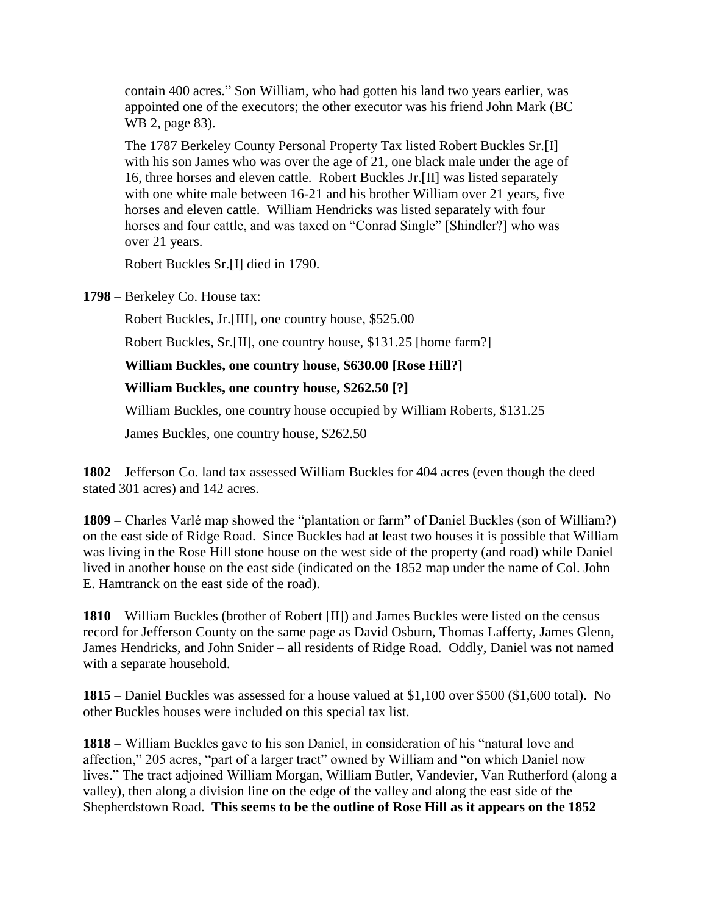contain 400 acres." Son William, who had gotten his land two years earlier, was appointed one of the executors; the other executor was his friend John Mark (BC WB 2, page 83).

The 1787 Berkeley County Personal Property Tax listed Robert Buckles Sr.[I] with his son James who was over the age of 21, one black male under the age of 16, three horses and eleven cattle. Robert Buckles Jr.[II] was listed separately with one white male between 16-21 and his brother William over 21 years, five horses and eleven cattle. William Hendricks was listed separately with four horses and four cattle, and was taxed on "Conrad Single" [Shindler?] who was over 21 years.

Robert Buckles Sr.[I] died in 1790.

**1798** – Berkeley Co. House tax:

Robert Buckles, Jr.[III], one country house, $525.00

Robert Buckles, Sr.[II], one country house, $131.25 [home farm?]

**William Buckles, one country house, $630.00 [Rose Hill?]**

**William Buckles, one country house, $262.50 [?]**

William Buckles, one country house occupied by William Roberts, $131.25

James Buckles, one country house, $262.50

**1802** – Jefferson Co. land tax assessed William Buckles for 404 acres (even though the deed stated 301 acres) and 142 acres.

**1809** – Charles Varlé map showed the "plantation or farm" of Daniel Buckles (son of William?) on the east side of Ridge Road. Since Buckles had at least two houses it is possible that William was living in the Rose Hill stone house on the west side of the property (and road) while Daniel lived in another house on the east side (indicated on the 1852 map under the name of Col. John E. Hamtranck on the east side of the road).

**1810** – William Buckles (brother of Robert [II]) and James Buckles were listed on the census record for Jefferson County on the same page as David Osburn, Thomas Lafferty, James Glenn, James Hendricks, and John Snider – all residents of Ridge Road. Oddly, Daniel was not named with a separate household.

**1815** – Daniel Buckles was assessed for a house valued at $1,100 over $500 ($1,600 total). No other Buckles houses were included on this special tax list.

**1818** – William Buckles gave to his son Daniel, in consideration of his "natural love and affection," 205 acres, "part of a larger tract" owned by William and "on which Daniel now lives." The tract adjoined William Morgan, William Butler, Vandevier, Van Rutherford (along a valley), then along a division line on the edge of the valley and along the east side of the Shepherdstown Road. **This seems to be the outline of Rose Hill as it appears on the 1852**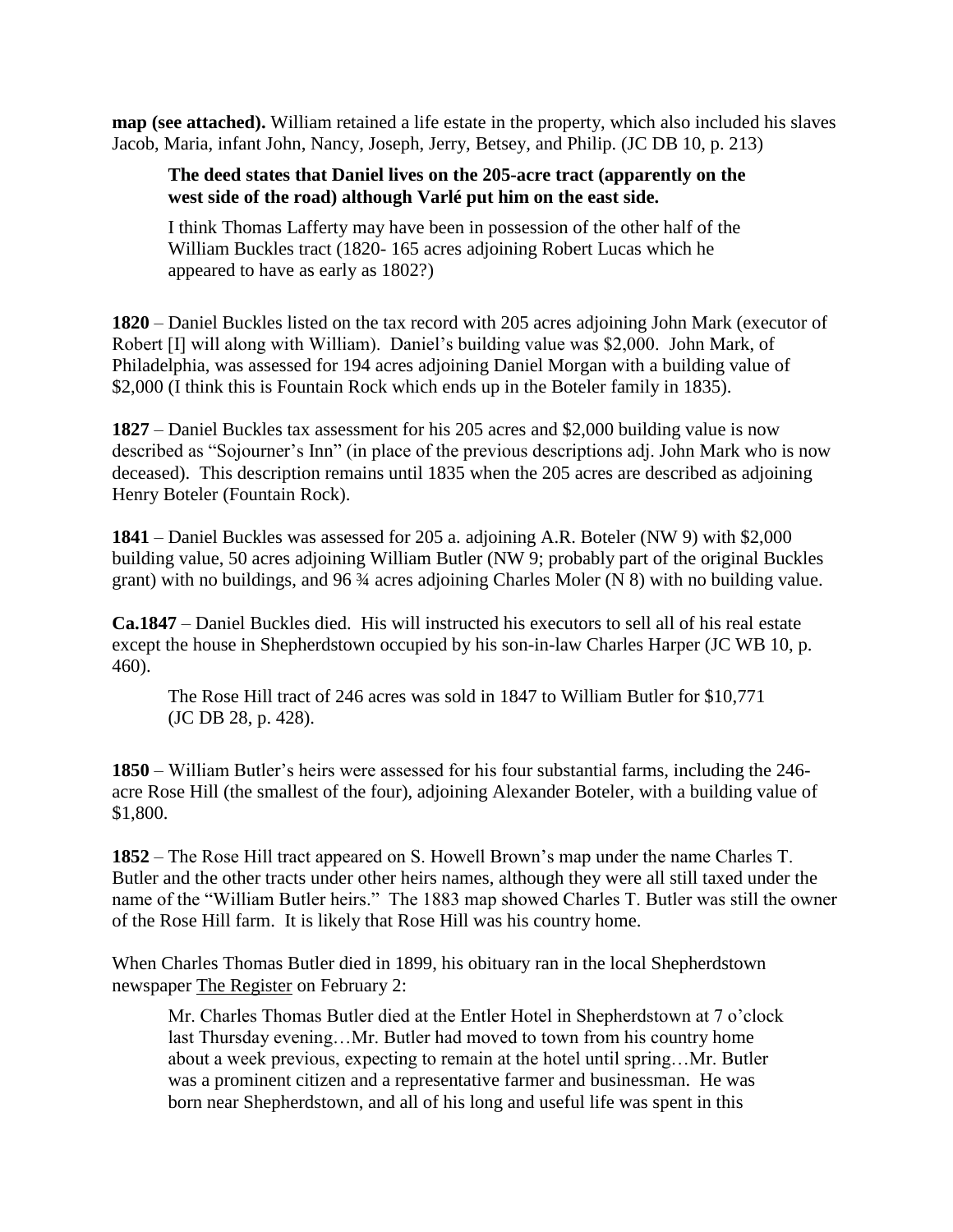**map (see attached).** William retained a life estate in the property, which also included his slaves Jacob, Maria, infant John, Nancy, Joseph, Jerry, Betsey, and Philip. (JC DB 10, p. 213)

> **The deed states that Daniel lives on the 205-acre tract (apparently on the west side of the road) although Varlé put him on the east side.**
>
> I think Thomas Lafferty may have been in possession of the other half of the William Buckles tract (1820- 165 acres adjoining Robert Lucas which he appeared to have as early as 1802?)

**1820** – Daniel Buckles listed on the tax record with 205 acres adjoining John Mark (executor of Robert [I] will along with William). Daniel's building value was $2,000. John Mark, of Philadelphia, was assessed for 194 acres adjoining Daniel Morgan with a building value of $2,000 (I think this is Fountain Rock which ends up in the Boteler family in 1835).

**1827** – Daniel Buckles tax assessment for his 205 acres and $2,000 building value is now described as "Sojourner's Inn" (in place of the previous descriptions adj. John Mark who is now deceased). This description remains until 1835 when the 205 acres are described as adjoining Henry Boteler (Fountain Rock).

**1841** – Daniel Buckles was assessed for 205 a. adjoining A.R. Boteler (NW 9) with $2,000 building value, 50 acres adjoining William Butler (NW 9; probably part of the original Buckles grant) with no buildings, and 96 ¾ acres adjoining Charles Moler (N 8) with no building value.

**Ca.1847** – Daniel Buckles died. His will instructed his executors to sell all of his real estate except the house in Shepherdstown occupied by his son-in-law Charles Harper (JC WB 10, p. 460).

> The Rose Hill tract of 246 acres was sold in 1847 to William Butler for $10,771 (JC DB 28, p. 428).

**1850** – William Butler's heirs were assessed for his four substantial farms, including the 246-acre Rose Hill (the smallest of the four), adjoining Alexander Boteler, with a building value of $1,800.

**1852** – The Rose Hill tract appeared on S. Howell Brown's map under the name Charles T. Butler and the other tracts under other heirs names, although they were all still taxed under the name of the "William Butler heirs." The 1883 map showed Charles T. Butler was still the owner of the Rose Hill farm. It is likely that Rose Hill was his country home.

When Charles Thomas Butler died in 1899, his obituary ran in the local Shepherdstown newspaper The Register on February 2:

> Mr. Charles Thomas Butler died at the Entler Hotel in Shepherdstown at 7 o'clock last Thursday evening…Mr. Butler had moved to town from his country home about a week previous, expecting to remain at the hotel until spring…Mr. Butler was a prominent citizen and a representative farmer and businessman. He was born near Shepherdstown, and all of his long and useful life was spent in this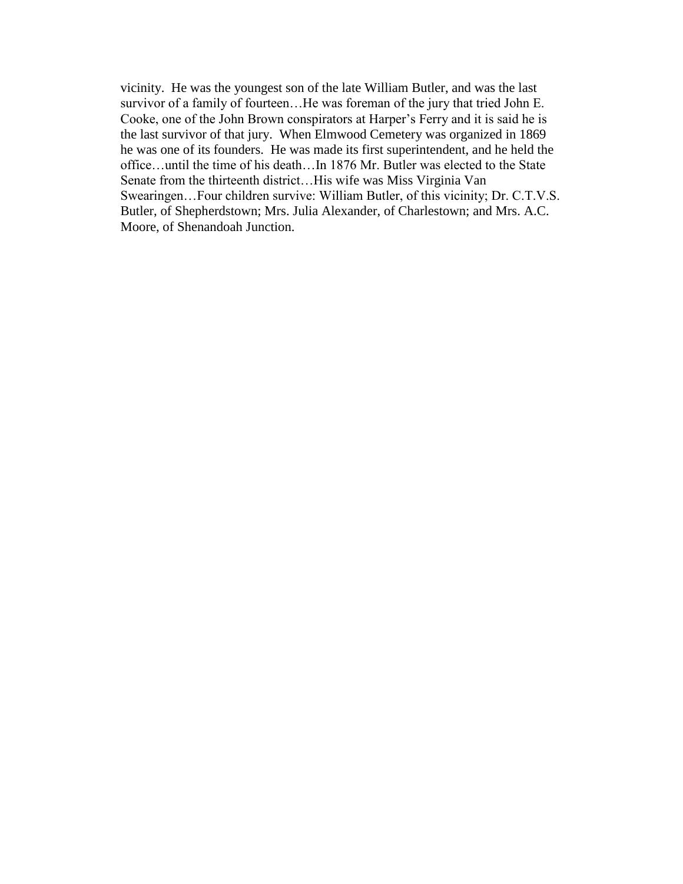vicinity. He was the youngest son of the late William Butler, and was the last survivor of a family of fourteen…He was foreman of the jury that tried John E. Cooke, one of the John Brown conspirators at Harper's Ferry and it is said he is the last survivor of that jury. When Elmwood Cemetery was organized in 1869 he was one of its founders. He was made its first superintendent, and he held the office…until the time of his death…In 1876 Mr. Butler was elected to the State Senate from the thirteenth district…His wife was Miss Virginia Van Swearingen…Four children survive: William Butler, of this vicinity; Dr. C.T.V.S. Butler, of Shepherdstown; Mrs. Julia Alexander, of Charlestown; and Mrs. A.C. Moore, of Shenandoah Junction.